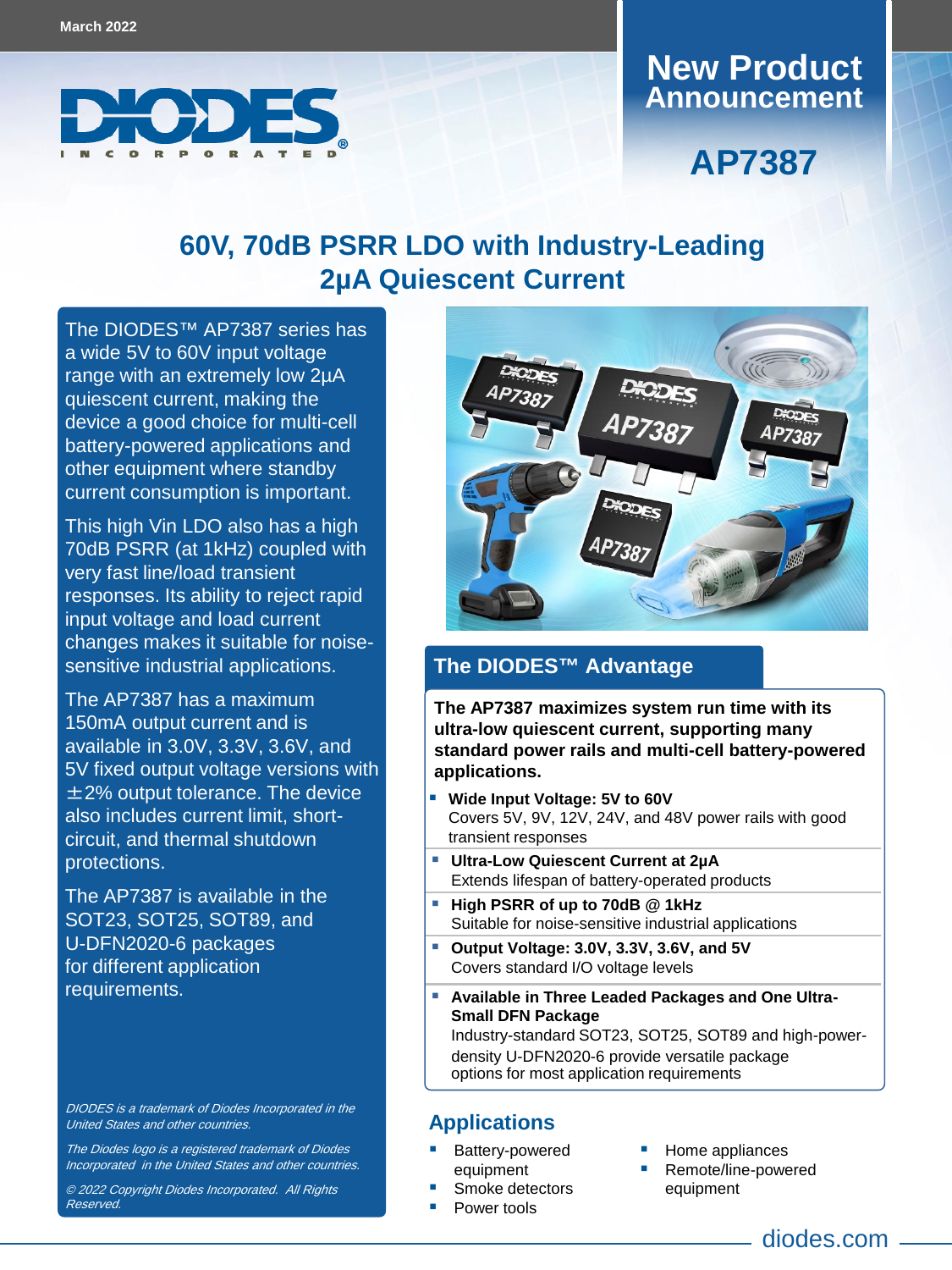March 2022

# New Product Announcement

## AP7387

# 60V, 70dB PSRR LDO with Industry-Leading 2µA Quiescent Current

The DIODES™ AP7387 series has a wide 5V to 60V input voltage range with an extremely low 2µA quiescent current, making the device a good choice for multi-cell battery-powered applications and other equipment where standby current consumption is important.

This high Vin LDO also has a high 70dB PSRR (at 1kHz) coupled with very fast line/load transient responses. Its ability to reject rapid input voltage and load current changes makes it suitable for noise-sensitive industrial applications.

The AP7387 has a maximum 150mA output current and is available in 3.0V, 3.3V, 3.6V, and 5V fixed output voltage versions with ±2% output tolerance. The device also includes current limit, short-circuit, and thermal shutdown protections.

The AP7387 is available in the SOT23, SOT25, SOT89, and U-DFN2020-6 packages for different application requirements.

*DIODES is a trademark of Diodes Incorporated in the United States and other countries.*

*The Diodes logo is a registered trademark of Diodes Incorporated in the United States and other countries.*

*© 2022 Copyright Diodes Incorporated. All Rights Reserved.*

## The DIODES™ Advantage

**The AP7387 maximizes system run time with its ultra-low quiescent current, supporting many standard power rails and multi-cell battery-powered applications.**

- **Wide Input Voltage: 5V to 60V**
  Covers 5V, 9V, 12V, 24V, and 48V power rails with good transient responses
- **Ultra-Low Quiescent Current at 2µA**
  Extends lifespan of battery-operated products
- **High PSRR of up to 70dB @ 1kHz**
  Suitable for noise-sensitive industrial applications
- **Output Voltage: 3.0V, 3.3V, 3.6V, and 5V**
  Covers standard I/O voltage levels
- **Available in Three Leaded Packages and One Ultra-Small DFN Package**
  Industry-standard SOT23, SOT25, SOT89 and high-power-density U-DFN2020-6 provide versatile package options for most application requirements

## Applications

- Battery-powered equipment
- Smoke detectors
- Power tools
- Home appliances
- Remote/line-powered equipment

diodes.com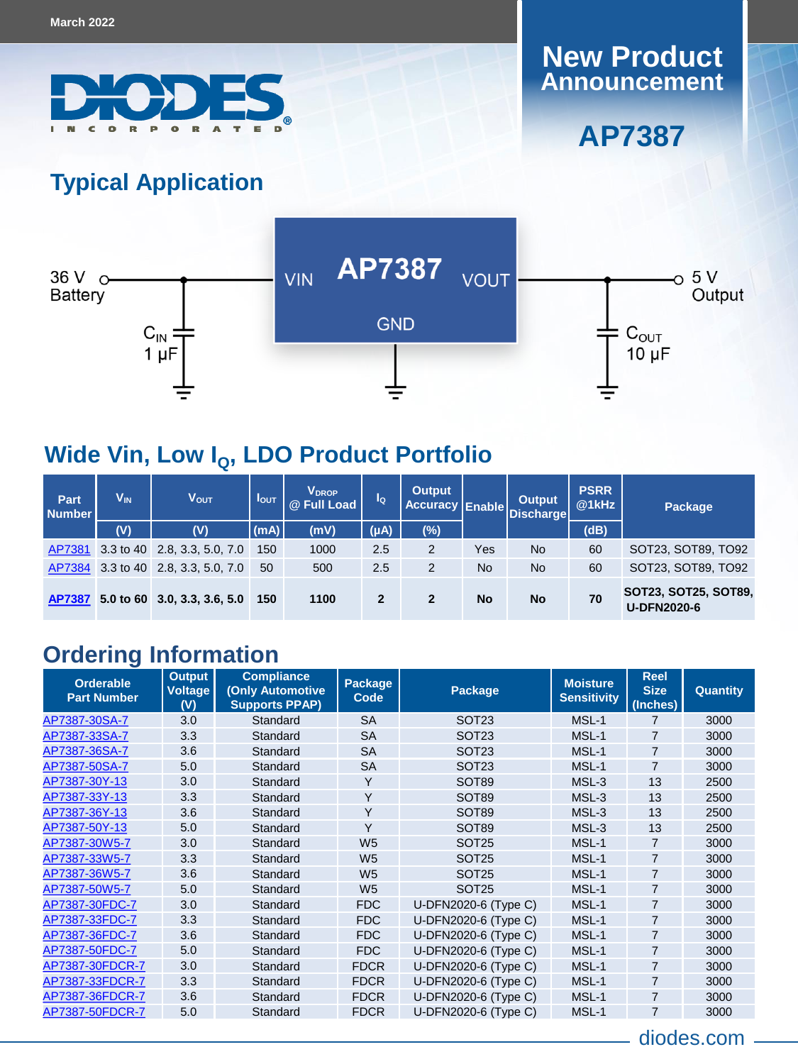March 2022

# New Product Announcement

# AP7387

## Typical Application

36 V Battery

$C_{IN}$ 1 µF

VIN AP7387 VOUT

GND

5 V Output

$C_{OUT}$ 10 µF

## Wide Vin, Low $I_Q$, LDO Product Portfolio

| Part Number | $V_{IN}$ | $V_{OUT}$ | $I_{OUT}$ | $V_{DROP}$ @ Full Load | $I_Q$ | Output Accuracy | Enable | Output Discharge | PSRR @1kHz | Package |
|---|---|---|---|---|---|---|---|---|---|---|
| | (V) | (V) | (mA) | (mV) | (µA) | (%) | | | (dB) | |
| AP7381 | 3.3 to 40 | 2.8, 3.3, 5.0, 7.0 | 150 | 1000 | 2.5 | 2 | Yes | No | 60 | SOT23, SOT89, TO92 |
| AP7384 | 3.3 to 40 | 2.8, 3.3, 5.0, 7.0 | 50 | 500 | 2.5 | 2 | No | No | 60 | SOT23, SOT89, TO92 |
| **AP7387** | **5.0 to 60** | **3.0, 3.3, 3.6, 5.0** | **150** | **1100** | **2** | **2** | **No** | **No** | **70** | **SOT23, SOT25, SOT89, U-DFN2020-6** |

## Ordering Information

| Orderable Part Number | Output Voltage (V) | Compliance (Only Automotive Supports PPAP) | Package Code | Package | Moisture Sensitivity | Reel Size (Inches) | Quantity |
|---|---|---|---|---|---|---|---|
| AP7387-30SA-7 | 3.0 | Standard | SA | SOT23 | MSL-1 | 7 | 3000 |
| AP7387-33SA-7 | 3.3 | Standard | SA | SOT23 | MSL-1 | 7 | 3000 |
| AP7387-36SA-7 | 3.6 | Standard | SA | SOT23 | MSL-1 | 7 | 3000 |
| AP7387-50SA-7 | 5.0 | Standard | SA | SOT23 | MSL-1 | 7 | 3000 |
| AP7387-30Y-13 | 3.0 | Standard | Y | SOT89 | MSL-3 | 13 | 2500 |
| AP7387-33Y-13 | 3.3 | Standard | Y | SOT89 | MSL-3 | 13 | 2500 |
| AP7387-36Y-13 | 3.6 | Standard | Y | SOT89 | MSL-3 | 13 | 2500 |
| AP7387-50Y-13 | 5.0 | Standard | Y | SOT89 | MSL-3 | 13 | 2500 |
| AP7387-30W5-7 | 3.0 | Standard | W5 | SOT25 | MSL-1 | 7 | 3000 |
| AP7387-33W5-7 | 3.3 | Standard | W5 | SOT25 | MSL-1 | 7 | 3000 |
| AP7387-36W5-7 | 3.6 | Standard | W5 | SOT25 | MSL-1 | 7 | 3000 |
| AP7387-50W5-7 | 5.0 | Standard | W5 | SOT25 | MSL-1 | 7 | 3000 |
| AP7387-30FDC-7 | 3.0 | Standard | FDC | U-DFN2020-6 (Type C) | MSL-1 | 7 | 3000 |
| AP7387-33FDC-7 | 3.3 | Standard | FDC | U-DFN2020-6 (Type C) | MSL-1 | 7 | 3000 |
| AP7387-36FDC-7 | 3.6 | Standard | FDC | U-DFN2020-6 (Type C) | MSL-1 | 7 | 3000 |
| AP7387-50FDC-7 | 5.0 | Standard | FDC | U-DFN2020-6 (Type C) | MSL-1 | 7 | 3000 |
| AP7387-30FDCR-7 | 3.0 | Standard | FDCR | U-DFN2020-6 (Type C) | MSL-1 | 7 | 3000 |
| AP7387-33FDCR-7 | 3.3 | Standard | FDCR | U-DFN2020-6 (Type C) | MSL-1 | 7 | 3000 |
| AP7387-36FDCR-7 | 3.6 | Standard | FDCR | U-DFN2020-6 (Type C) | MSL-1 | 7 | 3000 |
| AP7387-50FDCR-7 | 5.0 | Standard | FDCR | U-DFN2020-6 (Type C) | MSL-1 | 7 | 3000 |

diodes.com